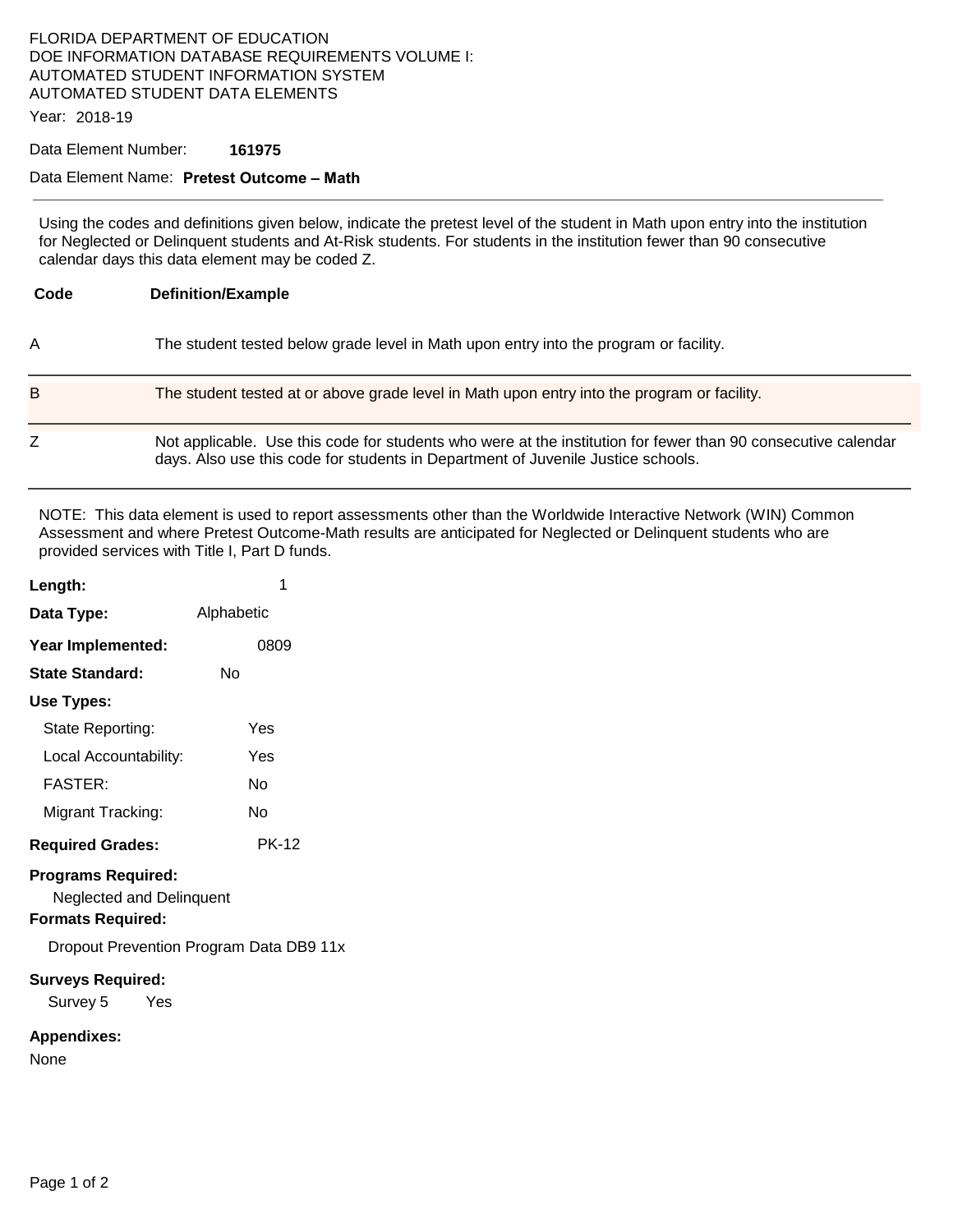FLORIDA DEPARTMENT OF EDUCATION
DOE INFORMATION DATABASE REQUIREMENTS VOLUME I:
AUTOMATED STUDENT INFORMATION SYSTEM
AUTOMATED STUDENT DATA ELEMENTS

Year: 2018-19

Data Element Number: **161975**

Data Element Name: **Pretest Outcome – Math**

---

Using the codes and definitions given below, indicate the pretest level of the student in Math upon entry into the institution for Neglected or Delinquent students and At-Risk students. For students in the institution fewer than 90 consecutive calendar days this data element may be coded Z.

| Code | Definition/Example |
|---|---|
| A | The student tested below grade level in Math upon entry into the program or facility. |
| B | The student tested at or above grade level in Math upon entry into the program or facility. |
| Z | Not applicable. Use this code for students who were at the institution for fewer than 90 consecutive calendar days. Also use this code for students in Department of Juvenile Justice schools. |

NOTE: This data element is used to report assessments other than the Worldwide Interactive Network (WIN) Common Assessment and where Pretest Outcome-Math results are anticipated for Neglected or Delinquent students who are provided services with Title I, Part D funds.

**Length:** 1

**Data Type:** Alphabetic

**Year Implemented:** 0809

**State Standard:** No

**Use Types:**

- State Reporting: Yes
- Local Accountability: Yes
- FASTER: No
- Migrant Tracking: No

**Required Grades:** PK-12

**Programs Required:**

Neglected and Delinquent

**Formats Required:**

Dropout Prevention Program Data DB9 11x

**Surveys Required:**

Survey 5 Yes

**Appendixes:**

None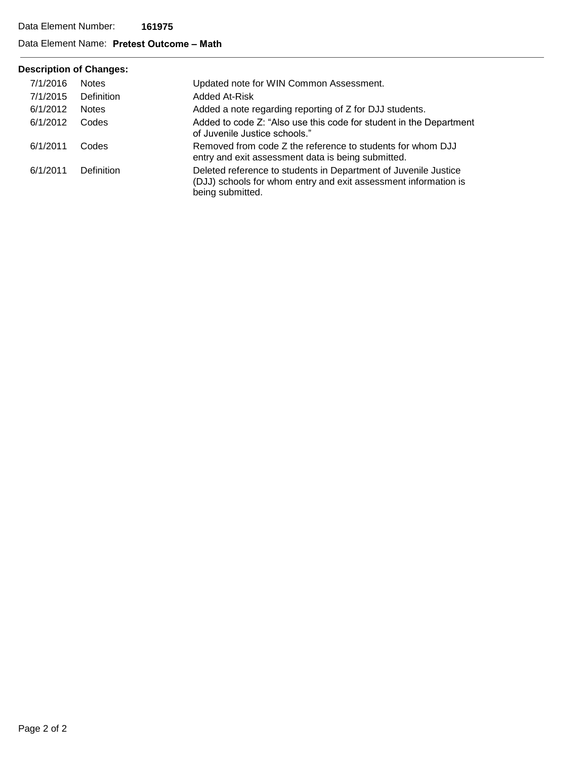Data Element Number: **161975**

Data Element Name: **Pretest Outcome – Math**

---

**Description of Changes:**

| | | |
|---|---|---|
| 7/1/2016 | Notes | Updated note for WIN Common Assessment. |
| 7/1/2015 | Definition | Added At-Risk |
| 6/1/2012 | Notes | Added a note regarding reporting of Z for DJJ students. |
| 6/1/2012 | Codes | Added to code Z: "Also use this code for student in the Department of Juvenile Justice schools." |
| 6/1/2011 | Codes | Removed from code Z the reference to students for whom DJJ entry and exit assessment data is being submitted. |
| 6/1/2011 | Definition | Deleted reference to students in Department of Juvenile Justice (DJJ) schools for whom entry and exit assessment information is being submitted. |